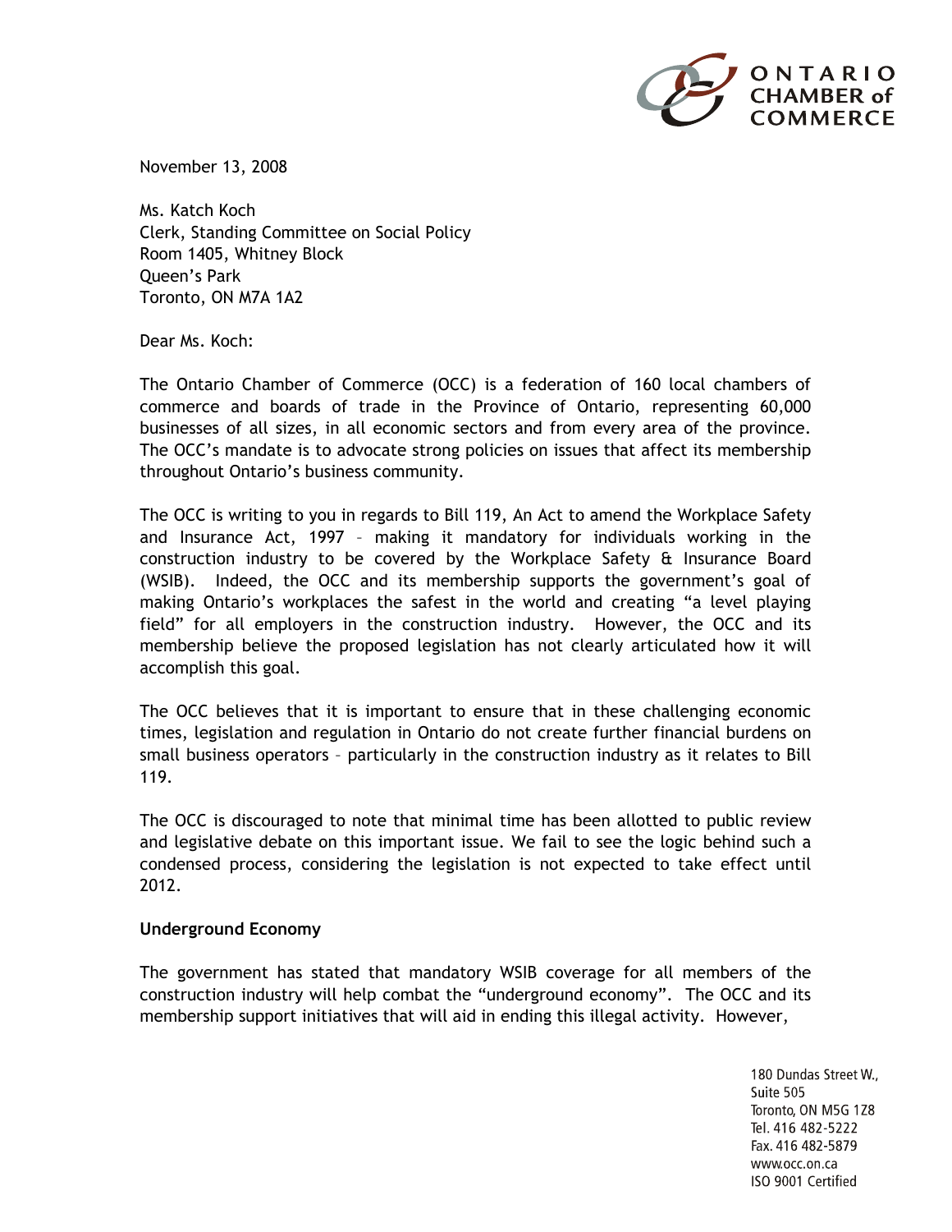ONTARIO CHAMBER of COMMERCE

November 13, 2008

Ms. Katch Koch
Clerk, Standing Committee on Social Policy
Room 1405, Whitney Block
Queen's Park
Toronto, ON M7A 1A2

Dear Ms. Koch:

The Ontario Chamber of Commerce (OCC) is a federation of 160 local chambers of commerce and boards of trade in the Province of Ontario, representing 60,000 businesses of all sizes, in all economic sectors and from every area of the province. The OCC's mandate is to advocate strong policies on issues that affect its membership throughout Ontario's business community.

The OCC is writing to you in regards to Bill 119, An Act to amend the Workplace Safety and Insurance Act, 1997 – making it mandatory for individuals working in the construction industry to be covered by the Workplace Safety & Insurance Board (WSIB). Indeed, the OCC and its membership supports the government's goal of making Ontario's workplaces the safest in the world and creating "a level playing field" for all employers in the construction industry. However, the OCC and its membership believe the proposed legislation has not clearly articulated how it will accomplish this goal.

The OCC believes that it is important to ensure that in these challenging economic times, legislation and regulation in Ontario do not create further financial burdens on small business operators – particularly in the construction industry as it relates to Bill 119.

The OCC is discouraged to note that minimal time has been allotted to public review and legislative debate on this important issue. We fail to see the logic behind such a condensed process, considering the legislation is not expected to take effect until 2012.

**Underground Economy**

The government has stated that mandatory WSIB coverage for all members of the construction industry will help combat the "underground economy". The OCC and its membership support initiatives that will aid in ending this illegal activity. However,

180 Dundas Street W.,
Suite 505
Toronto, ON M5G 1Z8
Tel. 416 482-5222
Fax. 416 482-5879
www.occ.on.ca
ISO 9001 Certified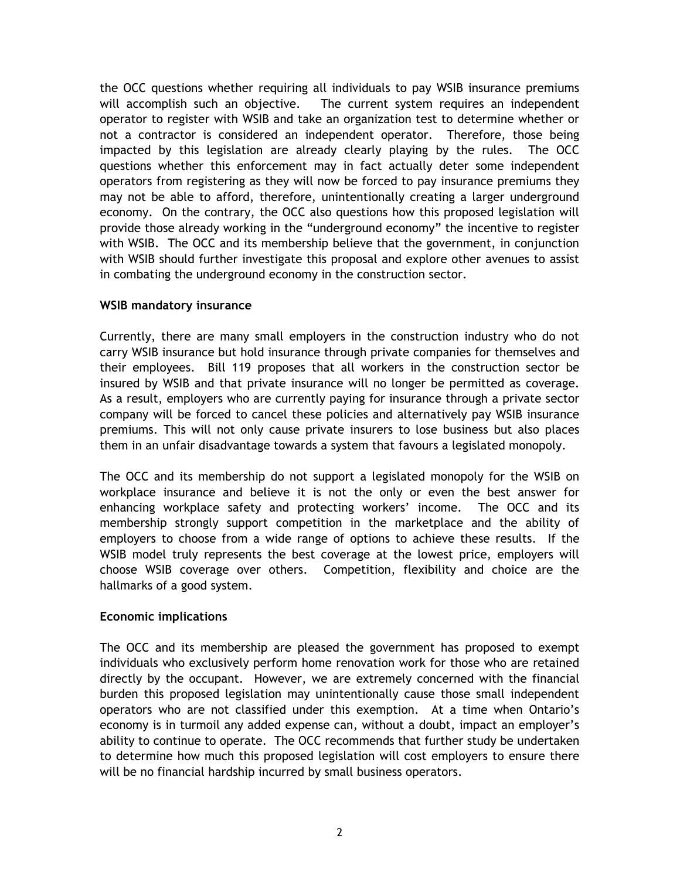the OCC questions whether requiring all individuals to pay WSIB insurance premiums will accomplish such an objective. The current system requires an independent operator to register with WSIB and take an organization test to determine whether or not a contractor is considered an independent operator. Therefore, those being impacted by this legislation are already clearly playing by the rules. The OCC questions whether this enforcement may in fact actually deter some independent operators from registering as they will now be forced to pay insurance premiums they may not be able to afford, therefore, unintentionally creating a larger underground economy. On the contrary, the OCC also questions how this proposed legislation will provide those already working in the "underground economy" the incentive to register with WSIB. The OCC and its membership believe that the government, in conjunction with WSIB should further investigate this proposal and explore other avenues to assist in combating the underground economy in the construction sector.

**WSIB mandatory insurance**

Currently, there are many small employers in the construction industry who do not carry WSIB insurance but hold insurance through private companies for themselves and their employees. Bill 119 proposes that all workers in the construction sector be insured by WSIB and that private insurance will no longer be permitted as coverage. As a result, employers who are currently paying for insurance through a private sector company will be forced to cancel these policies and alternatively pay WSIB insurance premiums. This will not only cause private insurers to lose business but also places them in an unfair disadvantage towards a system that favours a legislated monopoly.

The OCC and its membership do not support a legislated monopoly for the WSIB on workplace insurance and believe it is not the only or even the best answer for enhancing workplace safety and protecting workers' income. The OCC and its membership strongly support competition in the marketplace and the ability of employers to choose from a wide range of options to achieve these results. If the WSIB model truly represents the best coverage at the lowest price, employers will choose WSIB coverage over others. Competition, flexibility and choice are the hallmarks of a good system.

**Economic implications**

The OCC and its membership are pleased the government has proposed to exempt individuals who exclusively perform home renovation work for those who are retained directly by the occupant. However, we are extremely concerned with the financial burden this proposed legislation may unintentionally cause those small independent operators who are not classified under this exemption. At a time when Ontario's economy is in turmoil any added expense can, without a doubt, impact an employer's ability to continue to operate. The OCC recommends that further study be undertaken to determine how much this proposed legislation will cost employers to ensure there will be no financial hardship incurred by small business operators.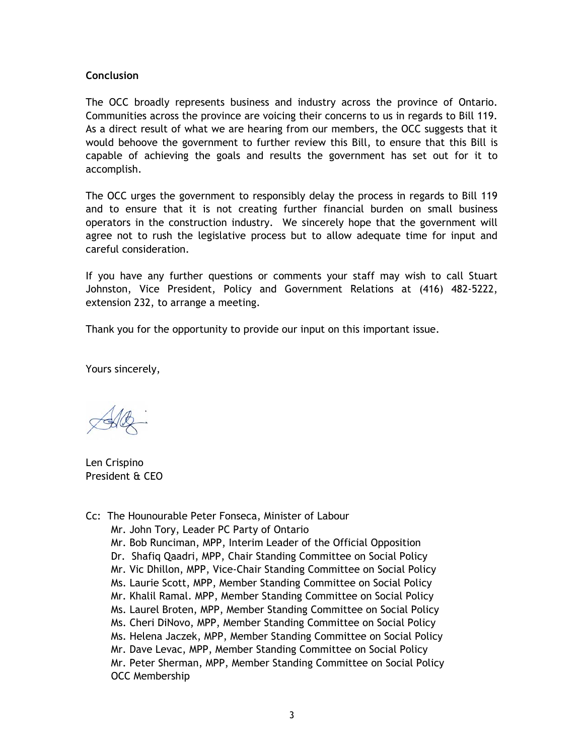**Conclusion**

The OCC broadly represents business and industry across the province of Ontario. Communities across the province are voicing their concerns to us in regards to Bill 119. As a direct result of what we are hearing from our members, the OCC suggests that it would behoove the government to further review this Bill, to ensure that this Bill is capable of achieving the goals and results the government has set out for it to accomplish.

The OCC urges the government to responsibly delay the process in regards to Bill 119 and to ensure that it is not creating further financial burden on small business operators in the construction industry. We sincerely hope that the government will agree not to rush the legislative process but to allow adequate time for input and careful consideration.

If you have any further questions or comments your staff may wish to call Stuart Johnston, Vice President, Policy and Government Relations at (416) 482-5222, extension 232, to arrange a meeting.

Thank you for the opportunity to provide our input on this important issue.

Yours sincerely,

Len Crispino
President & CEO

Cc: The Hounourable Peter Fonseca, Minister of Labour
Mr. John Tory, Leader PC Party of Ontario
Mr. Bob Runciman, MPP, Interim Leader of the Official Opposition
Dr. Shafiq Qaadri, MPP, Chair Standing Committee on Social Policy
Mr. Vic Dhillon, MPP, Vice-Chair Standing Committee on Social Policy
Ms. Laurie Scott, MPP, Member Standing Committee on Social Policy
Mr. Khalil Ramal. MPP, Member Standing Committee on Social Policy
Ms. Laurel Broten, MPP, Member Standing Committee on Social Policy
Ms. Cheri DiNovo, MPP, Member Standing Committee on Social Policy
Ms. Helena Jaczek, MPP, Member Standing Committee on Social Policy
Mr. Dave Levac, MPP, Member Standing Committee on Social Policy
Mr. Peter Sherman, MPP, Member Standing Committee on Social Policy
OCC Membership